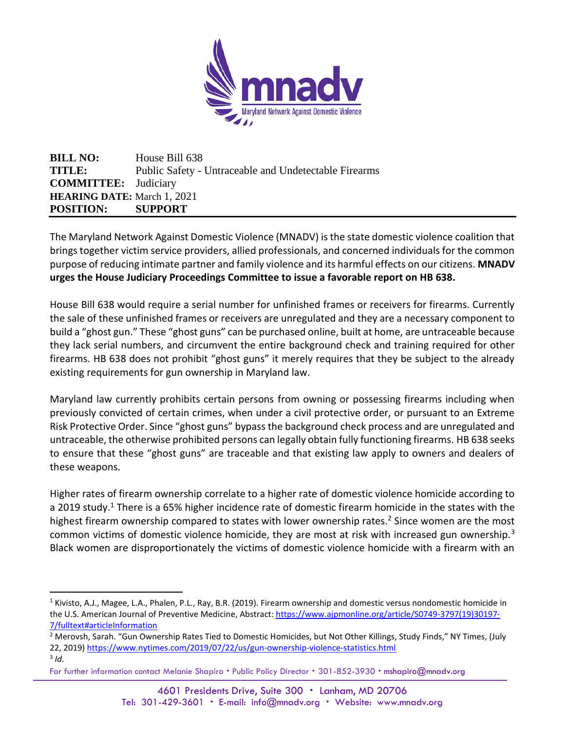**BILL NO:** House Bill 638
**TITLE:** Public Safety - Untraceable and Undetectable Firearms
**COMMITTEE:** Judiciary
**HEARING DATE:** March 1, 2021
**POSITION:** **SUPPORT**

The Maryland Network Against Domestic Violence (MNADV) is the state domestic violence coalition that brings together victim service providers, allied professionals, and concerned individuals for the common purpose of reducing intimate partner and family violence and its harmful effects on our citizens. **MNADV urges the House Judiciary Proceedings Committee to issue a favorable report on HB 638.**

House Bill 638 would require a serial number for unfinished frames or receivers for firearms. Currently the sale of these unfinished frames or receivers are unregulated and they are a necessary component to build a "ghost gun." These "ghost guns" can be purchased online, built at home, are untraceable because they lack serial numbers, and circumvent the entire background check and training required for other firearms. HB 638 does not prohibit "ghost guns" it merely requires that they be subject to the already existing requirements for gun ownership in Maryland law.

Maryland law currently prohibits certain persons from owning or possessing firearms including when previously convicted of certain crimes, when under a civil protective order, or pursuant to an Extreme Risk Protective Order. Since "ghost guns" bypass the background check process and are unregulated and untraceable, the otherwise prohibited persons can legally obtain fully functioning firearms. HB 638 seeks to ensure that these "ghost guns" are traceable and that existing law apply to owners and dealers of these weapons.

Higher rates of firearm ownership correlate to a higher rate of domestic violence homicide according to a 2019 study.[1] There is a 65% higher incidence rate of domestic firearm homicide in the states with the highest firearm ownership compared to states with lower ownership rates.[2] Since women are the most common victims of domestic violence homicide, they are most at risk with increased gun ownership.[3] Black women are disproportionately the victims of domestic violence homicide with a firearm with an

---

[1] Kivisto, A.J., Magee, L.A., Phalen, P.L., Ray, B.R. (2019). Firearm ownership and domestic versus nondomestic homicide in the U.S. American Journal of Preventive Medicine, Abstract: https://www.ajpmonline.org/article/S0749-3797(19)30197-7/fulltext#articleInformation

[2] Merovsh, Sarah. "Gun Ownership Rates Tied to Domestic Homicides, but Not Other Killings, Study Finds," NY Times, (July 22, 2019) https://www.nytimes.com/2019/07/22/us/gun-ownership-violence-statistics.html

[3] *Id.*

For further information contact Melanie Shapiro • Public Policy Director • 301-852-3930 • mshapiro@mnadv.org

4601 Presidents Drive, Suite 300 • Lanham, MD 20706
Tel: 301-429-3601 • E-mail: info@mnadv.org • Website: www.mnadv.org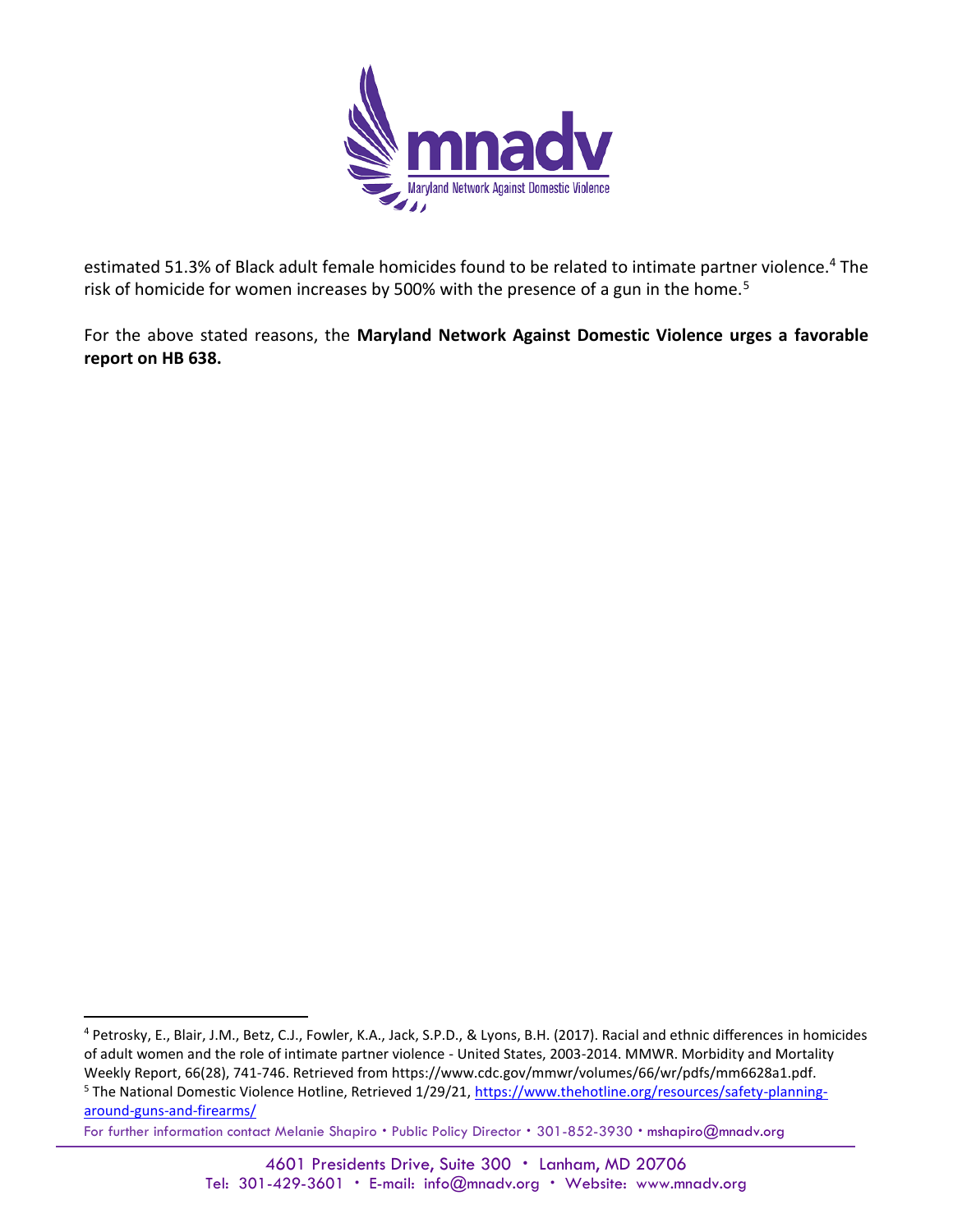estimated 51.3% of Black adult female homicides found to be related to intimate partner violence.[4] The risk of homicide for women increases by 500% with the presence of a gun in the home.[5]

For the above stated reasons, the **Maryland Network Against Domestic Violence urges a favorable report on HB 638.**

---

[4] Petrosky, E., Blair, J.M., Betz, C.J., Fowler, K.A., Jack, S.P.D., & Lyons, B.H. (2017). Racial and ethnic differences in homicides of adult women and the role of intimate partner violence - United States, 2003-2014. MMWR. Morbidity and Mortality Weekly Report, 66(28), 741-746. Retrieved from https://www.cdc.gov/mmwr/volumes/66/wr/pdfs/mm6628a1.pdf.

[5] The National Domestic Violence Hotline, Retrieved 1/29/21, https://www.thehotline.org/resources/safety-planning-around-guns-and-firearms/

For further information contact Melanie Shapiro • Public Policy Director • 301-852-3930 • mshapiro@mnadv.org

4601 Presidents Drive, Suite 300 • Lanham, MD 20706
Tel: 301-429-3601 • E-mail: info@mnadv.org • Website: www.mnadv.org